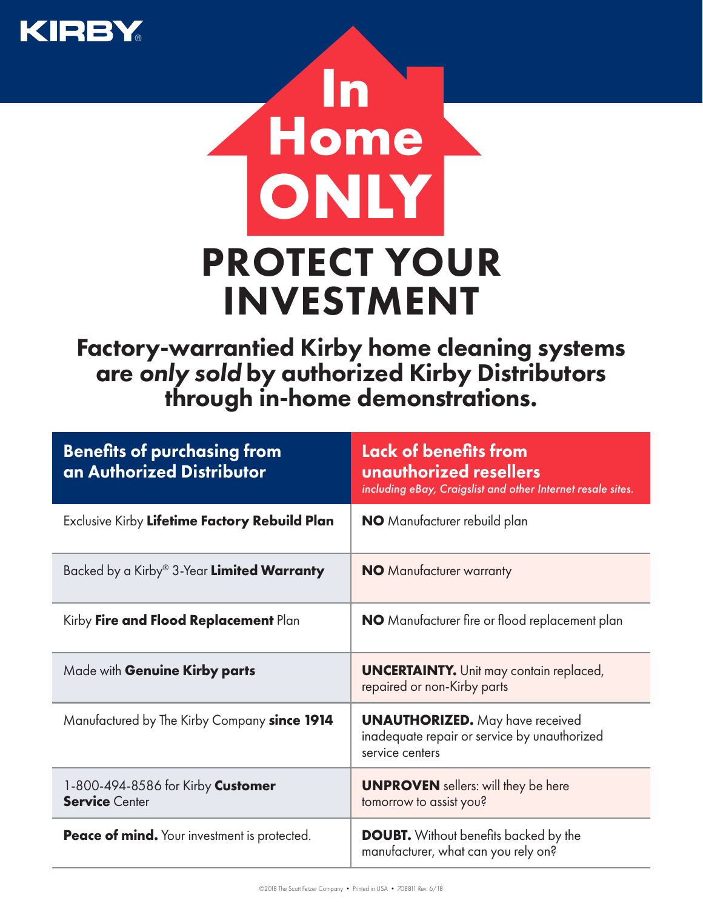KIRBY®

# In Home ONLY

# PROTECT YOUR INVESTMENT

## Factory-warrantied Kirby home cleaning systems are *only sold* by authorized Kirby Distributors through in-home demonstrations.

| Benefits of purchasing from an Authorized Distributor | Lack of benefits from unauthorized resellers *including eBay, Craigslist and other Internet resale sites.* |
|---|---|
| Exclusive Kirby **Lifetime Factory Rebuild Plan** | **NO** Manufacturer rebuild plan |
| Backed by a Kirby® 3-Year **Limited Warranty** | **NO** Manufacturer warranty |
| Kirby **Fire and Flood Replacement** Plan | **NO** Manufacturer fire or flood replacement plan |
| Made with **Genuine Kirby parts** | **UNCERTAINTY.** Unit may contain replaced, repaired or non-Kirby parts |
| Manufactured by The Kirby Company **since 1914** | **UNAUTHORIZED.** May have received inadequate repair or service by unauthorized service centers |
| 1-800-494-8586 for Kirby **Customer Service** Center | **UNPROVEN** sellers: will they be here tomorrow to assist you? |
| **Peace of mind.** Your investment is protected. | **DOUBT.** Without benefits backed by the manufacturer, what can you rely on? |

©2018 The Scott Fetzer Company • Printed in USA • 708811 Rev. 6/18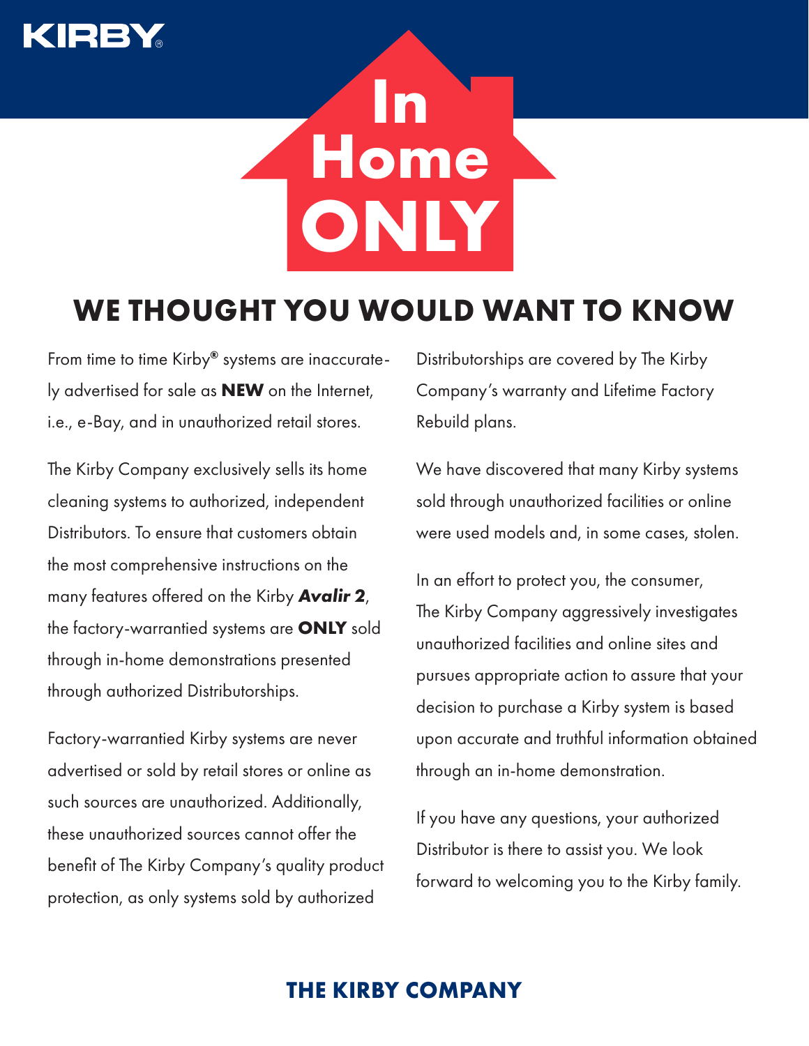KIRBY®

# In Home ONLY

## WE THOUGHT YOU WOULD WANT TO KNOW

From time to time Kirby® systems are inaccurately advertised for sale as **NEW** on the Internet, i.e., e-Bay, and in unauthorized retail stores.

The Kirby Company exclusively sells its home cleaning systems to authorized, independent Distributors. To ensure that customers obtain the most comprehensive instructions on the many features offered on the Kirby ***Avalir 2***, the factory-warrantied systems are **ONLY** sold through in-home demonstrations presented through authorized Distributorships.

Factory-warrantied Kirby systems are never advertised or sold by retail stores or online as such sources are unauthorized. Additionally, these unauthorized sources cannot offer the benefit of The Kirby Company's quality product protection, as only systems sold by authorized Distributorships are covered by The Kirby Company's warranty and Lifetime Factory Rebuild plans.

We have discovered that many Kirby systems sold through unauthorized facilities or online were used models and, in some cases, stolen.

In an effort to protect you, the consumer, The Kirby Company aggressively investigates unauthorized facilities and online sites and pursues appropriate action to assure that your decision to purchase a Kirby system is based upon accurate and truthful information obtained through an in-home demonstration.

If you have any questions, your authorized Distributor is there to assist you. We look forward to welcoming you to the Kirby family.

**THE KIRBY COMPANY**